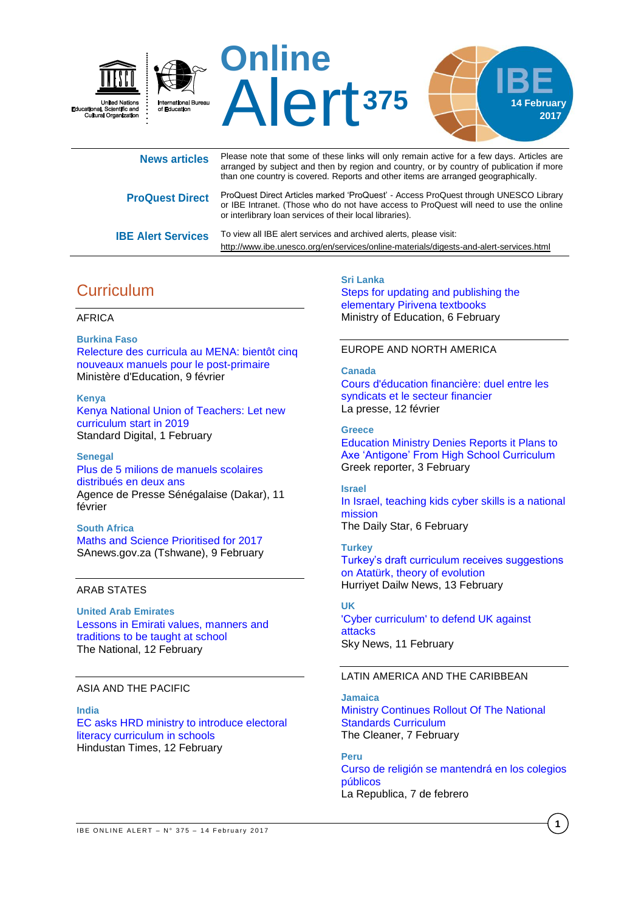# Online Alert 375

IBE 14 February 2017

United Nations Educational, Scientific and Cultural Organization

International Bureau of Education

**News articles** Please note that some of these links will only remain active for a few days. Articles are arranged by subject and then by region and country, or by country of publication if more than one country is covered. Reports and other items are arranged geographically.

**ProQuest Direct** ProQuest Direct Articles marked 'ProQuest' - Access ProQuest through UNESCO Library or IBE Intranet. (Those who do not have access to ProQuest will need to use the online or interlibrary loan services of their local libraries).

**IBE Alert Services** To view all IBE alert services and archived alerts, please visit: http://www.ibe.unesco.org/en/services/online-materials/digests-and-alert-services.html

## Curriculum

### AFRICA

**Burkina Faso**
Relecture des curricula au MENA: bientôt cinq nouveaux manuels pour le post-primaire
Ministère d'Education, 9 février

**Kenya**
Kenya National Union of Teachers: Let new curriculum start in 2019
Standard Digital, 1 February

**Senegal**
Plus de 5 milions de manuels scolaires distribués en deux ans
Agence de Presse Sénégalaise (Dakar), 11 février

**South Africa**
Maths and Science Prioritised for 2017
SAnews.gov.za (Tshwane), 9 February

### ARAB STATES

**United Arab Emirates**
Lessons in Emirati values, manners and traditions to be taught at school
The National, 12 February

### ASIA AND THE PACIFIC

**India**
EC asks HRD ministry to introduce electoral literacy curriculum in schools
Hindustan Times, 12 February

**Sri Lanka**
Steps for updating and publishing the elementary Pirivena textbooks
Ministry of Education, 6 February

### EUROPE AND NORTH AMERICA

**Canada**
Cours d'éducation financière: duel entre les syndicats et le secteur financier
La presse, 12 février

**Greece**
Education Ministry Denies Reports it Plans to Axe 'Antigone' From High School Curriculum
Greek reporter, 3 February

**Israel**
In Israel, teaching kids cyber skills is a national mission
The Daily Star, 6 February

**Turkey**
Turkey's draft curriculum receives suggestions on Atatürk, theory of evolution
Hurriyet Dailw News, 13 February

**UK**
'Cyber curriculum' to defend UK against attacks
Sky News, 11 February

### LATIN AMERICA AND THE CARIBBEAN

**Jamaica**
Ministry Continues Rollout Of The National Standards Curriculum
The Cleaner, 7 February

**Peru**
Curso de religión se mantendrá en los colegios públicos
La Republica, 7 de febrero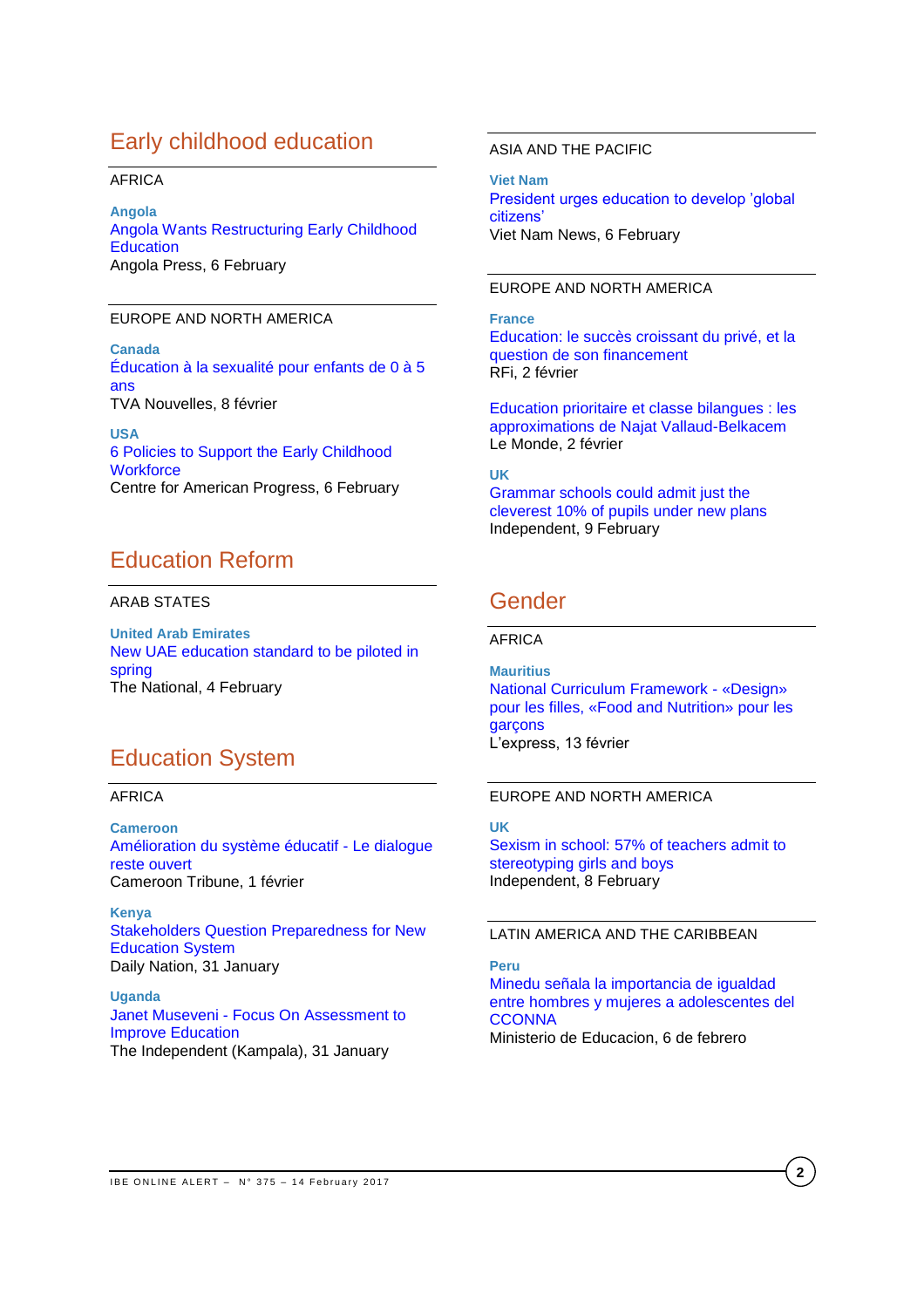## Early childhood education

AFRICA

**Angola**
Angola Wants Restructuring Early Childhood Education
Angola Press, 6 February

EUROPE AND NORTH AMERICA

**Canada**
Éducation à la sexualité pour enfants de 0 à 5 ans
TVA Nouvelles, 8 février

**USA**
6 Policies to Support the Early Childhood Workforce
Centre for American Progress, 6 February

## Education Reform

ARAB STATES

**United Arab Emirates**
New UAE education standard to be piloted in spring
The National, 4 February

## Education System

AFRICA

**Cameroon**
Amélioration du système éducatif - Le dialogue reste ouvert
Cameroon Tribune, 1 février

**Kenya**
Stakeholders Question Preparedness for New Education System
Daily Nation, 31 January

**Uganda**
Janet Museveni - Focus On Assessment to Improve Education
The Independent (Kampala), 31 January

ASIA AND THE PACIFIC

**Viet Nam**
President urges education to develop 'global citizens'
Viet Nam News, 6 February

EUROPE AND NORTH AMERICA

**France**
Education: le succès croissant du privé, et la question de son financement
RFi, 2 février

Education prioritaire et classe bilangues : les approximations de Najat Vallaud-Belkacem
Le Monde, 2 février

**UK**
Grammar schools could admit just the cleverest 10% of pupils under new plans
Independent, 9 February

## Gender

AFRICA

**Mauritius**
National Curriculum Framework - «Design» pour les filles, «Food and Nutrition» pour les garçons
L'express, 13 février

EUROPE AND NORTH AMERICA

**UK**
Sexism in school: 57% of teachers admit to stereotyping girls and boys
Independent, 8 February

LATIN AMERICA AND THE CARIBBEAN

**Peru**
Minedu señala la importancia de igualdad entre hombres y mujeres a adolescentes del CCONNA
Ministerio de Educacion, 6 de febrero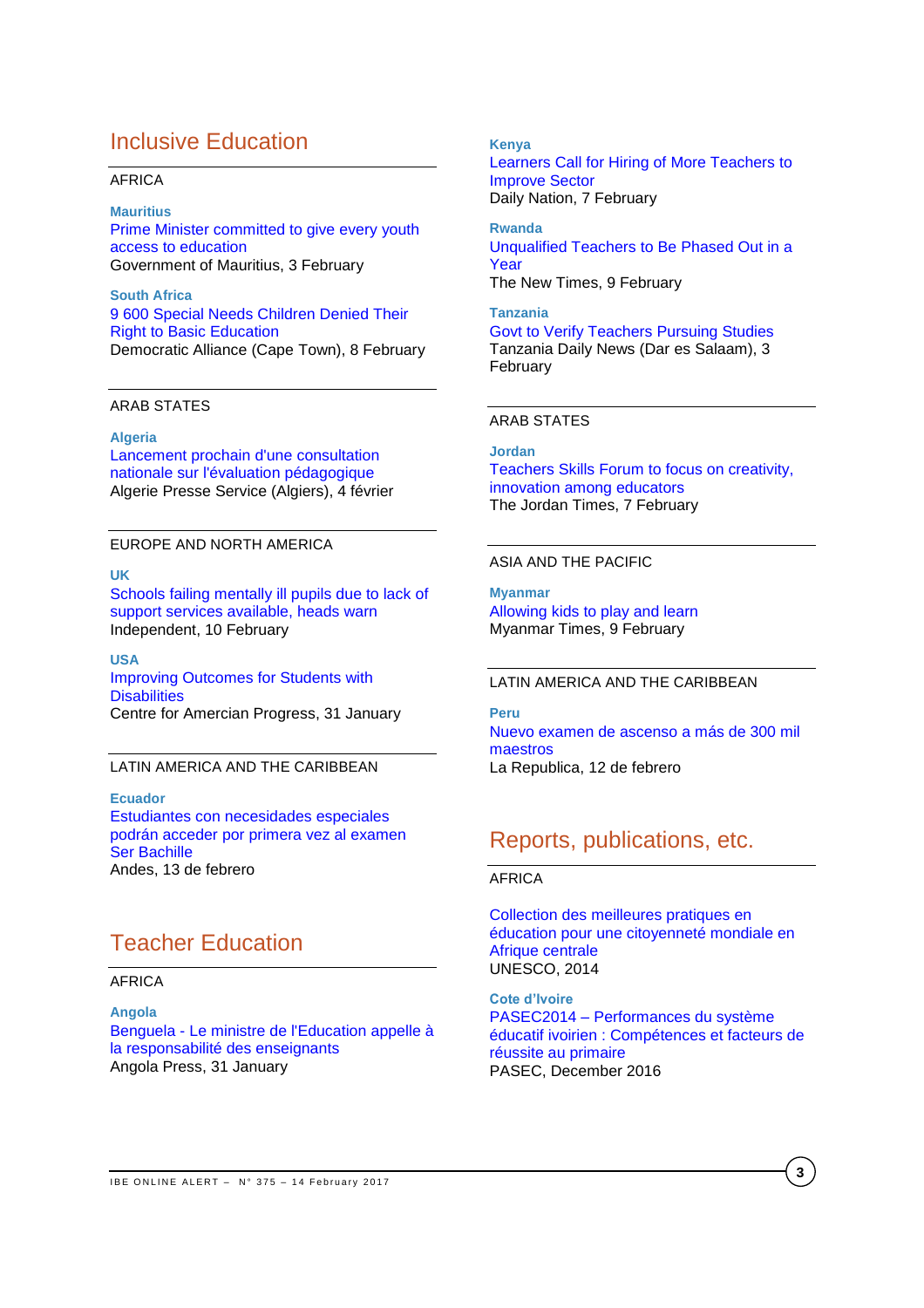## Inclusive Education

AFRICA

**Mauritius**
Prime Minister committed to give every youth access to education
Government of Mauritius, 3 February

**South Africa**
9 600 Special Needs Children Denied Their Right to Basic Education
Democratic Alliance (Cape Town), 8 February

ARAB STATES

**Algeria**
Lancement prochain d'une consultation nationale sur l'évaluation pédagogique
Algerie Presse Service (Algiers), 4 février

EUROPE AND NORTH AMERICA

**UK**
Schools failing mentally ill pupils due to lack of support services available, heads warn
Independent, 10 February

**USA**
Improving Outcomes for Students with Disabilities
Centre for Amercian Progress, 31 January

LATIN AMERICA AND THE CARIBBEAN

**Ecuador**
Estudiantes con necesidades especiales podrán acceder por primera vez al examen Ser Bachille
Andes, 13 de febrero

## Teacher Education

AFRICA

**Angola**
Benguela - Le ministre de l'Education appelle à la responsabilité des enseignants
Angola Press, 31 January

**Kenya**
Learners Call for Hiring of More Teachers to Improve Sector
Daily Nation, 7 February

**Rwanda**
Unqualified Teachers to Be Phased Out in a Year
The New Times, 9 February

**Tanzania**
Govt to Verify Teachers Pursuing Studies
Tanzania Daily News (Dar es Salaam), 3 February

ARAB STATES

**Jordan**
Teachers Skills Forum to focus on creativity, innovation among educators
The Jordan Times, 7 February

ASIA AND THE PACIFIC

**Myanmar**
Allowing kids to play and learn
Myanmar Times, 9 February

LATIN AMERICA AND THE CARIBBEAN

**Peru**
Nuevo examen de ascenso a más de 300 mil maestros
La Republica, 12 de febrero

## Reports, publications, etc.

AFRICA

Collection des meilleures pratiques en éducation pour une citoyenneté mondiale en Afrique centrale
UNESCO, 2014

**Cote d'Ivoire**
PASEC2014 – Performances du système éducatif ivoirien : Compétences et facteurs de réussite au primaire
PASEC, December 2016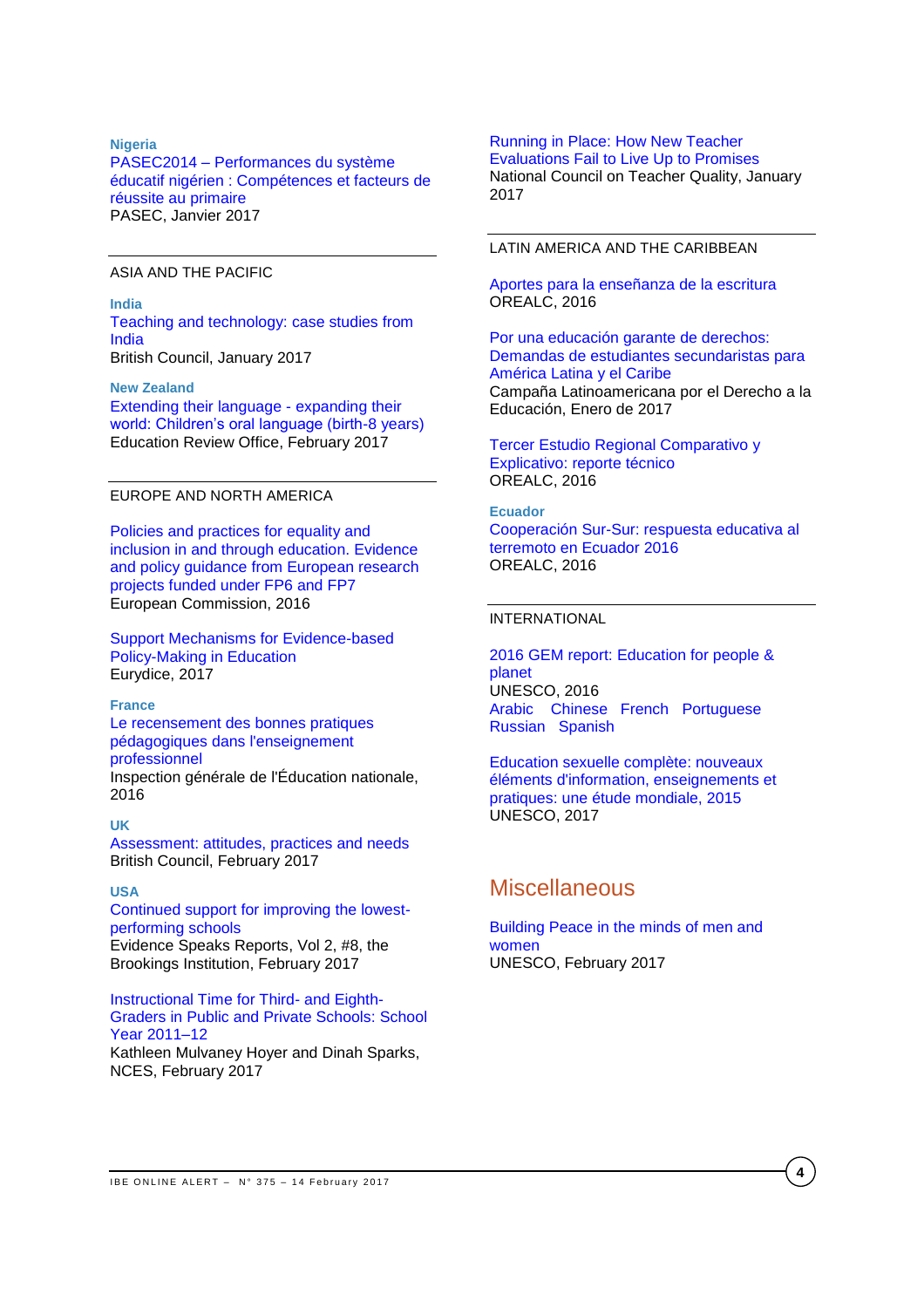**Nigeria**

PASEC2014 – Performances du système éducatif nigérien : Compétences et facteurs de réussite au primaire
PASEC, Janvier 2017

## ASIA AND THE PACIFIC

**India**

Teaching and technology: case studies from India
British Council, January 2017

**New Zealand**

Extending their language - expanding their world: Children's oral language (birth-8 years)
Education Review Office, February 2017

## EUROPE AND NORTH AMERICA

Policies and practices for equality and inclusion in and through education. Evidence and policy guidance from European research projects funded under FP6 and FP7
European Commission, 2016

Support Mechanisms for Evidence-based Policy-Making in Education
Eurydice, 2017

**France**

Le recensement des bonnes pratiques pédagogiques dans l'enseignement professionnel
Inspection générale de l'Éducation nationale, 2016

**UK**

Assessment: attitudes, practices and needs
British Council, February 2017

**USA**

Continued support for improving the lowest-performing schools
Evidence Speaks Reports, Vol 2, #8, the Brookings Institution, February 2017

Instructional Time for Third- and Eighth-Graders in Public and Private Schools: School Year 2011–12
Kathleen Mulvaney Hoyer and Dinah Sparks, NCES, February 2017

Running in Place: How New Teacher Evaluations Fail to Live Up to Promises
National Council on Teacher Quality, January 2017

## LATIN AMERICA AND THE CARIBBEAN

Aportes para la enseñanza de la escritura
OREALC, 2016

Por una educación garante de derechos: Demandas de estudiantes secundaristas para América Latina y el Caribe
Campaña Latinoamericana por el Derecho a la Educación, Enero de 2017

Tercer Estudio Regional Comparativo y Explicativo: reporte técnico
OREALC, 2016

**Ecuador**

Cooperación Sur-Sur: respuesta educativa al terremoto en Ecuador 2016
OREALC, 2016

## INTERNATIONAL

2016 GEM report: Education for people & planet
UNESCO, 2016
Arabic Chinese French Portuguese Russian Spanish

Education sexuelle complète: nouveaux éléments d'information, enseignements et pratiques: une étude mondiale, 2015
UNESCO, 2017

# Miscellaneous

Building Peace in the minds of men and women
UNESCO, February 2017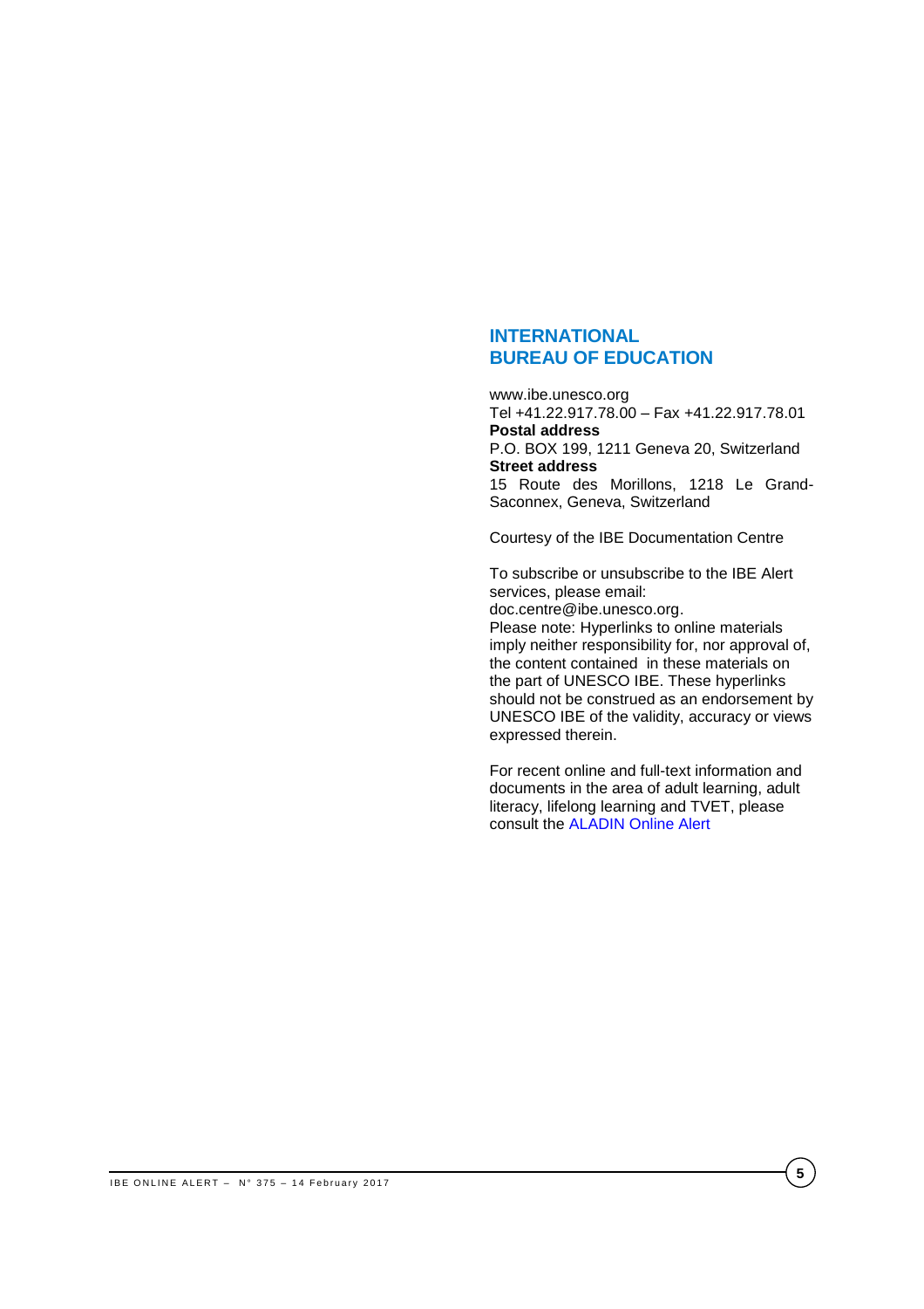## INTERNATIONAL BUREAU OF EDUCATION

www.ibe.unesco.org
Tel +41.22.917.78.00 – Fax +41.22.917.78.01
**Postal address**
P.O. BOX 199, 1211 Geneva 20, Switzerland
**Street address**
15 Route des Morillons, 1218 Le Grand-Saconnex, Geneva, Switzerland

Courtesy of the IBE Documentation Centre

To subscribe or unsubscribe to the IBE Alert services, please email: doc.centre@ibe.unesco.org.
Please note: Hyperlinks to online materials imply neither responsibility for, nor approval of, the content contained in these materials on the part of UNESCO IBE. These hyperlinks should not be construed as an endorsement by UNESCO IBE of the validity, accuracy or views expressed therein.

For recent online and full-text information and documents in the area of adult learning, adult literacy, lifelong learning and TVET, please consult the ALADIN Online Alert